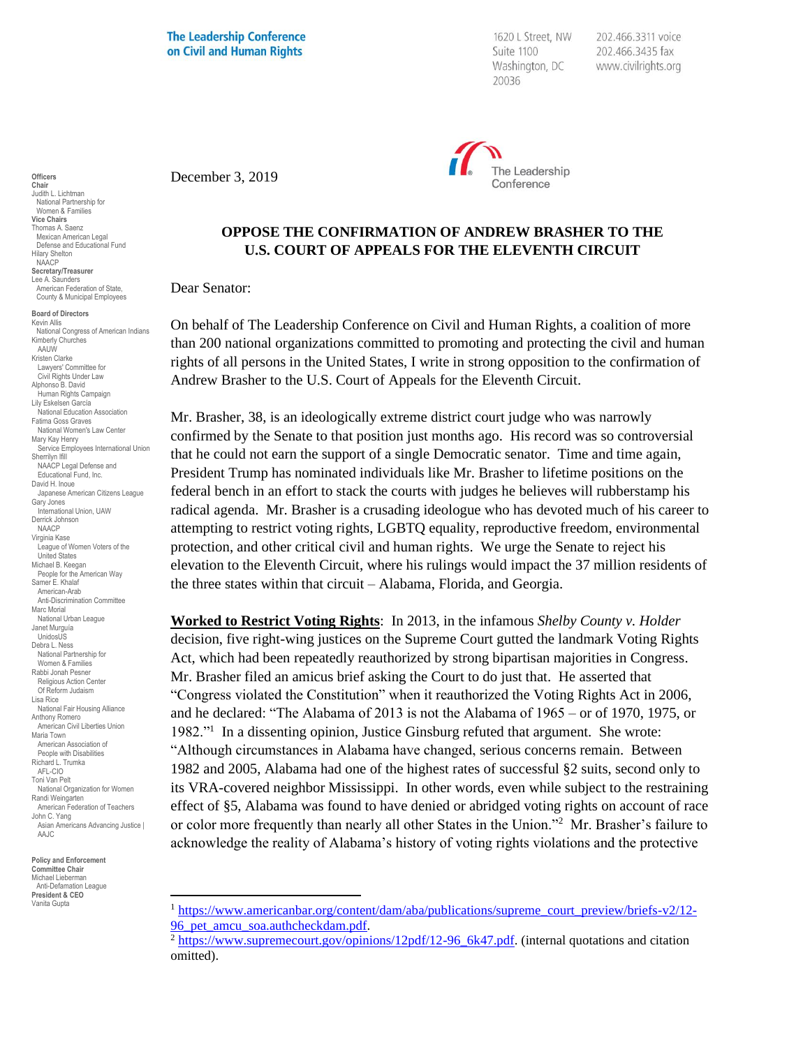The Leadership Conference on Civil and Human Rights

1620 L Street, NW
Suite 1100
Washington, DC
20036

202.466.3311 voice
202.466.3435 fax
www.civilrights.org

**Officers**
**Chair**
Judith L. Lichtman
National Partnership for Women & Families
**Vice Chairs**
Thomas A. Saenz
Mexican American Legal Defense and Educational Fund
Hilary Shelton
NAACP
**Secretary/Treasurer**
Lee A. Saunders
American Federation of State, County & Municipal Employees

**Board of Directors**
Kevin Allis
National Congress of American Indians
Kimberly Churches
AAUW
Kristen Clarke
Lawyers' Committee for Civil Rights Under Law
Alphonso B. David
Human Rights Campaign
Lily Eskelsen García
National Education Association
Fatima Goss Graves
National Women's Law Center
Mary Kay Henry
Service Employees International Union
Sherrilyn Ifill
NAACP Legal Defense and Educational Fund, Inc.
David H. Inoue
Japanese American Citizens League
Gary Jones
International Union, UAW
Derrick Johnson
NAACP
Virginia Kase
League of Women Voters of the United States
Michael B. Keegan
People for the American Way
Samer E. Khalaf
American-Arab Anti-Discrimination Committee
Marc Morial
National Urban League
Janet Murguía
UnidosUS
Debra L. Ness
National Partnership for Women & Families
Rabbi Jonah Pesner
Religious Action Center Of Reform Judaism
Lisa Rice
National Fair Housing Alliance
Anthony Romero
American Civil Liberties Union
Maria Town
American Association of People with Disabilities
Richard L. Trumka
AFL-CIO
Toni Van Pelt
National Organization for Women
Randi Weingarten
American Federation of Teachers
John C. Yang
Asian Americans Advancing Justice | AAJC

**Policy and Enforcement Committee Chair**
Michael Lieberman
Anti-Defamation League
**President & CEO**
Vanita Gupta

December 3, 2019

**OPPOSE THE CONFIRMATION OF ANDREW BRASHER TO THE U.S. COURT OF APPEALS FOR THE ELEVENTH CIRCUIT**

Dear Senator:

On behalf of The Leadership Conference on Civil and Human Rights, a coalition of more than 200 national organizations committed to promoting and protecting the civil and human rights of all persons in the United States, I write in strong opposition to the confirmation of Andrew Brasher to the U.S. Court of Appeals for the Eleventh Circuit.

Mr. Brasher, 38, is an ideologically extreme district court judge who was narrowly confirmed by the Senate to that position just months ago. His record was so controversial that he could not earn the support of a single Democratic senator. Time and time again, President Trump has nominated individuals like Mr. Brasher to lifetime positions on the federal bench in an effort to stack the courts with judges he believes will rubberstamp his radical agenda. Mr. Brasher is a crusading ideologue who has devoted much of his career to attempting to restrict voting rights, LGBTQ equality, reproductive freedom, environmental protection, and other critical civil and human rights. We urge the Senate to reject his elevation to the Eleventh Circuit, where his rulings would impact the 37 million residents of the three states within that circuit – Alabama, Florida, and Georgia.

**Worked to Restrict Voting Rights**: In 2013, in the infamous *Shelby County v. Holder* decision, five right-wing justices on the Supreme Court gutted the landmark Voting Rights Act, which had been repeatedly reauthorized by strong bipartisan majorities in Congress. Mr. Brasher filed an amicus brief asking the Court to do just that. He asserted that "Congress violated the Constitution" when it reauthorized the Voting Rights Act in 2006, and he declared: "The Alabama of 2013 is not the Alabama of 1965 – or of 1970, 1975, or 1982."[1] In a dissenting opinion, Justice Ginsburg refuted that argument. She wrote: "Although circumstances in Alabama have changed, serious concerns remain. Between 1982 and 2005, Alabama had one of the highest rates of successful §2 suits, second only to its VRA-covered neighbor Mississippi. In other words, even while subject to the restraining effect of §5, Alabama was found to have denied or abridged voting rights on account of race or color more frequently than nearly all other States in the Union."[2] Mr. Brasher's failure to acknowledge the reality of Alabama's history of voting rights violations and the protective

[1] https://www.americanbar.org/content/dam/aba/publications/supreme_court_preview/briefs-v2/12-96_pet_amcu_soa.authcheckdam.pdf.

[2] https://www.supremecourt.gov/opinions/12pdf/12-96_6k47.pdf. (internal quotations and citation omitted).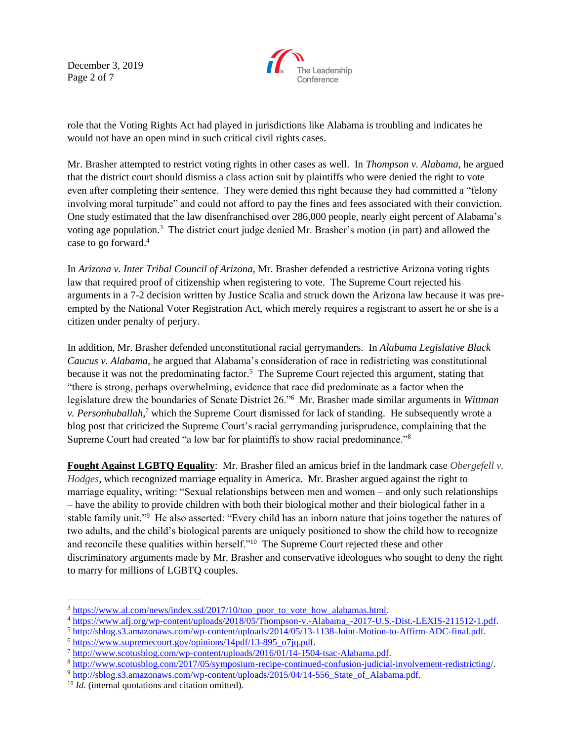role that the Voting Rights Act had played in jurisdictions like Alabama is troubling and indicates he would not have an open mind in such critical civil rights cases.

Mr. Brasher attempted to restrict voting rights in other cases as well. In *Thompson v. Alabama*, he argued that the district court should dismiss a class action suit by plaintiffs who were denied the right to vote even after completing their sentence. They were denied this right because they had committed a "felony involving moral turpitude" and could not afford to pay the fines and fees associated with their conviction. One study estimated that the law disenfranchised over 286,000 people, nearly eight percent of Alabama's voting age population.[3] The district court judge denied Mr. Brasher's motion (in part) and allowed the case to go forward.[4]

In *Arizona v. Inter Tribal Council of Arizona*, Mr. Brasher defended a restrictive Arizona voting rights law that required proof of citizenship when registering to vote. The Supreme Court rejected his arguments in a 7-2 decision written by Justice Scalia and struck down the Arizona law because it was pre-empted by the National Voter Registration Act, which merely requires a registrant to assert he or she is a citizen under penalty of perjury.

In addition, Mr. Brasher defended unconstitutional racial gerrymanders. In *Alabama Legislative Black Caucus v. Alabama*, he argued that Alabama's consideration of race in redistricting was constitutional because it was not the predominating factor.[5] The Supreme Court rejected this argument, stating that "there is strong, perhaps overwhelming, evidence that race did predominate as a factor when the legislature drew the boundaries of Senate District 26."[6] Mr. Brasher made similar arguments in *Wittman v. Personhuballah*,[7] which the Supreme Court dismissed for lack of standing. He subsequently wrote a blog post that criticized the Supreme Court's racial gerrymandering jurisprudence, complaining that the Supreme Court had created "a low bar for plaintiffs to show racial predominance."[8]

**Fought Against LGBTQ Equality**: Mr. Brasher filed an amicus brief in the landmark case *Obergefell v. Hodges*, which recognized marriage equality in America. Mr. Brasher argued against the right to marriage equality, writing: "Sexual relationships between men and women – and only such relationships – have the ability to provide children with both their biological mother and their biological father in a stable family unit."[9] He also asserted: "Every child has an inborn nature that joins together the natures of two adults, and the child's biological parents are uniquely positioned to show the child how to recognize and reconcile these qualities within herself."[10] The Supreme Court rejected these and other discriminatory arguments made by Mr. Brasher and conservative ideologues who sought to deny the right to marry for millions of LGBTQ couples.

---

[3] https://www.al.com/news/index.ssf/2017/10/too_poor_to_vote_how_alabamas.html.
[4] https://www.afj.org/wp-content/uploads/2018/05/Thompson-v.-Alabama_-2017-U.S.-Dist.-LEXIS-211512-1.pdf.
[5] http://sblog.s3.amazonaws.com/wp-content/uploads/2014/05/13-1138-Joint-Motion-to-Affirm-ADC-final.pdf.
[6] https://www.supremecourt.gov/opinions/14pdf/13-895_o7jq.pdf.
[7] http://www.scotusblog.com/wp-content/uploads/2016/01/14-1504-tsac-Alabama.pdf.
[8] http://www.scotusblog.com/2017/05/symposium-recipe-continued-confusion-judicial-involvement-redistricting/.
[9] http://sblog.s3.amazonaws.com/wp-content/uploads/2015/04/14-556_State_of_Alabama.pdf.
[10] *Id.* (internal quotations and citation omitted).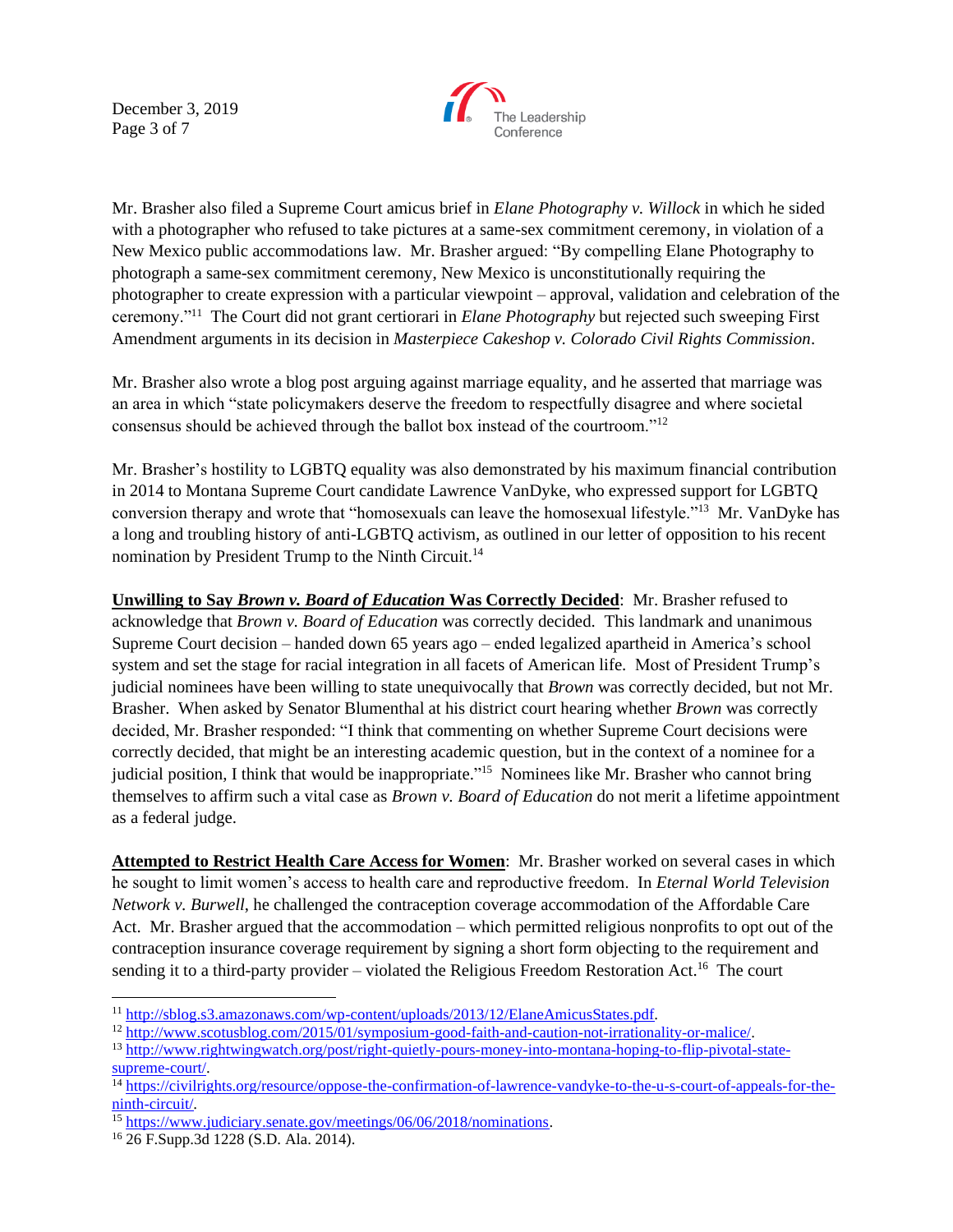Mr. Brasher also filed a Supreme Court amicus brief in *Elane Photography v. Willock* in which he sided with a photographer who refused to take pictures at a same-sex commitment ceremony, in violation of a New Mexico public accommodations law. Mr. Brasher argued: "By compelling Elane Photography to photograph a same-sex commitment ceremony, New Mexico is unconstitutionally requiring the photographer to create expression with a particular viewpoint – approval, validation and celebration of the ceremony."[11] The Court did not grant certiorari in *Elane Photography* but rejected such sweeping First Amendment arguments in its decision in *Masterpiece Cakeshop v. Colorado Civil Rights Commission*.

Mr. Brasher also wrote a blog post arguing against marriage equality, and he asserted that marriage was an area in which "state policymakers deserve the freedom to respectfully disagree and where societal consensus should be achieved through the ballot box instead of the courtroom."[12]

Mr. Brasher's hostility to LGBTQ equality was also demonstrated by his maximum financial contribution in 2014 to Montana Supreme Court candidate Lawrence VanDyke, who expressed support for LGBTQ conversion therapy and wrote that "homosexuals can leave the homosexual lifestyle."[13] Mr. VanDyke has a long and troubling history of anti-LGBTQ activism, as outlined in our letter of opposition to his recent nomination by President Trump to the Ninth Circuit.[14]

**Unwilling to Say *Brown v. Board of Education* Was Correctly Decided**: Mr. Brasher refused to acknowledge that *Brown v. Board of Education* was correctly decided. This landmark and unanimous Supreme Court decision – handed down 65 years ago – ended legalized apartheid in America's school system and set the stage for racial integration in all facets of American life. Most of President Trump's judicial nominees have been willing to state unequivocally that *Brown* was correctly decided, but not Mr. Brasher. When asked by Senator Blumenthal at his district court hearing whether *Brown* was correctly decided, Mr. Brasher responded: "I think that commenting on whether Supreme Court decisions were correctly decided, that might be an interesting academic question, but in the context of a nominee for a judicial position, I think that would be inappropriate."[15] Nominees like Mr. Brasher who cannot bring themselves to affirm such a vital case as *Brown v. Board of Education* do not merit a lifetime appointment as a federal judge.

**Attempted to Restrict Health Care Access for Women**: Mr. Brasher worked on several cases in which he sought to limit women's access to health care and reproductive freedom. In *Eternal World Television Network v. Burwell*, he challenged the contraception coverage accommodation of the Affordable Care Act. Mr. Brasher argued that the accommodation – which permitted religious nonprofits to opt out of the contraception insurance coverage requirement by signing a short form objecting to the requirement and sending it to a third-party provider – violated the Religious Freedom Restoration Act.[16] The court

---

[11] http://sblog.s3.amazonaws.com/wp-content/uploads/2013/12/ElaneAmicusStates.pdf.

[12] http://www.scotusblog.com/2015/01/symposium-good-faith-and-caution-not-irrationality-or-malice/.

[13] http://www.rightwingwatch.org/post/right-quietly-pours-money-into-montana-hoping-to-flip-pivotal-state-supreme-court/.

[14] https://civilrights.org/resource/oppose-the-confirmation-of-lawrence-vandyke-to-the-u-s-court-of-appeals-for-the-ninth-circuit/.

[15] https://www.judiciary.senate.gov/meetings/06/06/2018/nominations.

[16] 26 F.Supp.3d 1228 (S.D. Ala. 2014).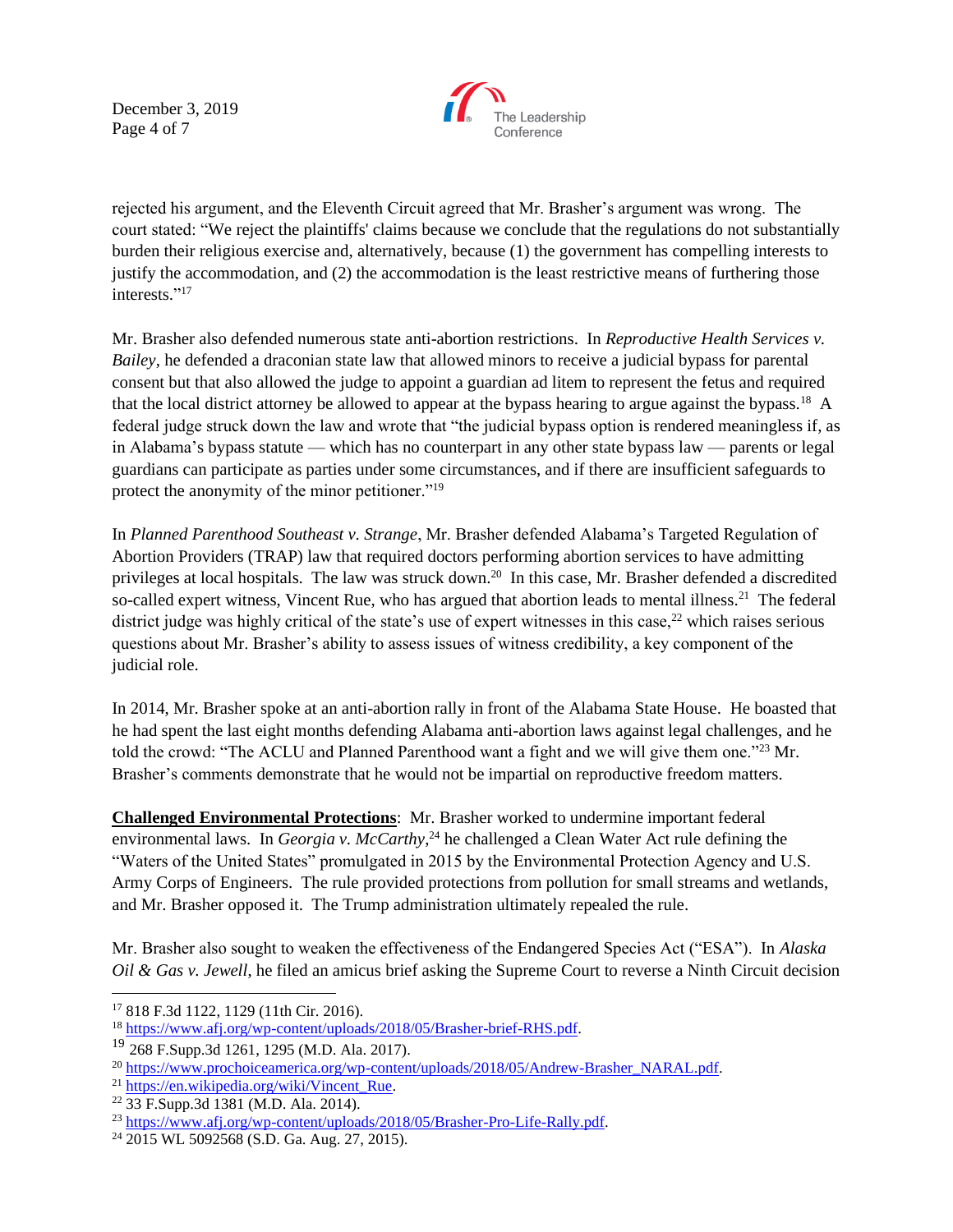rejected his argument, and the Eleventh Circuit agreed that Mr. Brasher's argument was wrong. The court stated: "We reject the plaintiffs' claims because we conclude that the regulations do not substantially burden their religious exercise and, alternatively, because (1) the government has compelling interests to justify the accommodation, and (2) the accommodation is the least restrictive means of furthering those interests."[17]

Mr. Brasher also defended numerous state anti-abortion restrictions. In *Reproductive Health Services v. Bailey*, he defended a draconian state law that allowed minors to receive a judicial bypass for parental consent but that also allowed the judge to appoint a guardian ad litem to represent the fetus and required that the local district attorney be allowed to appear at the bypass hearing to argue against the bypass.[18] A federal judge struck down the law and wrote that "the judicial bypass option is rendered meaningless if, as in Alabama's bypass statute — which has no counterpart in any other state bypass law — parents or legal guardians can participate as parties under some circumstances, and if there are insufficient safeguards to protect the anonymity of the minor petitioner."[19]

In *Planned Parenthood Southeast v. Strange*, Mr. Brasher defended Alabama's Targeted Regulation of Abortion Providers (TRAP) law that required doctors performing abortion services to have admitting privileges at local hospitals. The law was struck down.[20] In this case, Mr. Brasher defended a discredited so-called expert witness, Vincent Rue, who has argued that abortion leads to mental illness.[21] The federal district judge was highly critical of the state's use of expert witnesses in this case,[22] which raises serious questions about Mr. Brasher's ability to assess issues of witness credibility, a key component of the judicial role.

In 2014, Mr. Brasher spoke at an anti-abortion rally in front of the Alabama State House. He boasted that he had spent the last eight months defending Alabama anti-abortion laws against legal challenges, and he told the crowd: "The ACLU and Planned Parenthood want a fight and we will give them one."[23] Mr. Brasher's comments demonstrate that he would not be impartial on reproductive freedom matters.

**Challenged Environmental Protections**: Mr. Brasher worked to undermine important federal environmental laws. In *Georgia v. McCarthy*,[24] he challenged a Clean Water Act rule defining the "Waters of the United States" promulgated in 2015 by the Environmental Protection Agency and U.S. Army Corps of Engineers. The rule provided protections from pollution for small streams and wetlands, and Mr. Brasher opposed it. The Trump administration ultimately repealed the rule.

Mr. Brasher also sought to weaken the effectiveness of the Endangered Species Act ("ESA"). In *Alaska Oil & Gas v. Jewell*, he filed an amicus brief asking the Supreme Court to reverse a Ninth Circuit decision

---

[17] 818 F.3d 1122, 1129 (11th Cir. 2016).

[18] https://www.afj.org/wp-content/uploads/2018/05/Brasher-brief-RHS.pdf.

[19] 268 F.Supp.3d 1261, 1295 (M.D. Ala. 2017).

[20] https://www.prochoiceamerica.org/wp-content/uploads/2018/05/Andrew-Brasher_NARAL.pdf.

[21] https://en.wikipedia.org/wiki/Vincent_Rue.

[22] 33 F.Supp.3d 1381 (M.D. Ala. 2014).

[23] https://www.afj.org/wp-content/uploads/2018/05/Brasher-Pro-Life-Rally.pdf.

[24] 2015 WL 5092568 (S.D. Ga. Aug. 27, 2015).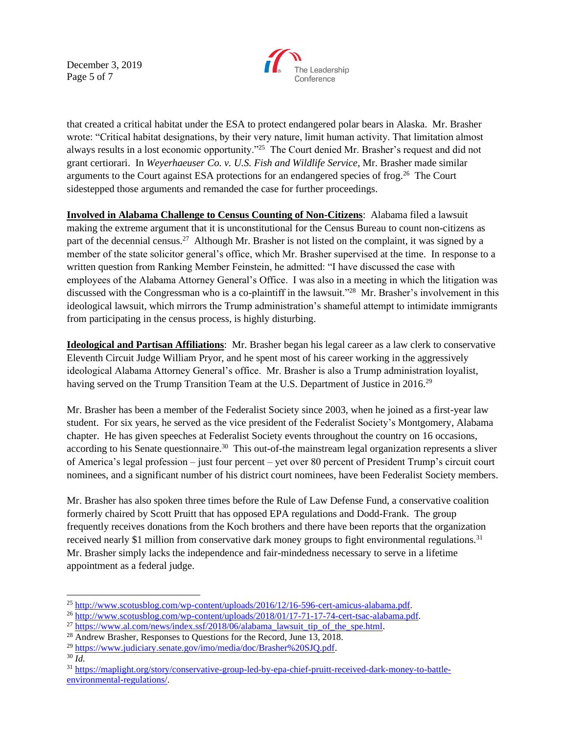that created a critical habitat under the ESA to protect endangered polar bears in Alaska. Mr. Brasher wrote: "Critical habitat designations, by their very nature, limit human activity. That limitation almost always results in a lost economic opportunity."[25] The Court denied Mr. Brasher's request and did not grant certiorari. In *Weyerhaeuser Co. v. U.S. Fish and Wildlife Service*, Mr. Brasher made similar arguments to the Court against ESA protections for an endangered species of frog.[26] The Court sidestepped those arguments and remanded the case for further proceedings.

**Involved in Alabama Challenge to Census Counting of Non-Citizens**: Alabama filed a lawsuit making the extreme argument that it is unconstitutional for the Census Bureau to count non-citizens as part of the decennial census.[27] Although Mr. Brasher is not listed on the complaint, it was signed by a member of the state solicitor general's office, which Mr. Brasher supervised at the time. In response to a written question from Ranking Member Feinstein, he admitted: "I have discussed the case with employees of the Alabama Attorney General's Office. I was also in a meeting in which the litigation was discussed with the Congressman who is a co-plaintiff in the lawsuit."[28] Mr. Brasher's involvement in this ideological lawsuit, which mirrors the Trump administration's shameful attempt to intimidate immigrants from participating in the census process, is highly disturbing.

**Ideological and Partisan Affiliations**: Mr. Brasher began his legal career as a law clerk to conservative Eleventh Circuit Judge William Pryor, and he spent most of his career working in the aggressively ideological Alabama Attorney General's office. Mr. Brasher is also a Trump administration loyalist, having served on the Trump Transition Team at the U.S. Department of Justice in 2016.[29]

Mr. Brasher has been a member of the Federalist Society since 2003, when he joined as a first-year law student. For six years, he served as the vice president of the Federalist Society's Montgomery, Alabama chapter. He has given speeches at Federalist Society events throughout the country on 16 occasions, according to his Senate questionnaire.[30] This out-of-the mainstream legal organization represents a sliver of America's legal profession – just four percent – yet over 80 percent of President Trump's circuit court nominees, and a significant number of his district court nominees, have been Federalist Society members.

Mr. Brasher has also spoken three times before the Rule of Law Defense Fund, a conservative coalition formerly chaired by Scott Pruitt that has opposed EPA regulations and Dodd-Frank. The group frequently receives donations from the Koch brothers and there have been reports that the organization received nearly $1 million from conservative dark money groups to fight environmental regulations.[31] Mr. Brasher simply lacks the independence and fair-mindedness necessary to serve in a lifetime appointment as a federal judge.

---

[25] http://www.scotusblog.com/wp-content/uploads/2016/12/16-596-cert-amicus-alabama.pdf.

[26] http://www.scotusblog.com/wp-content/uploads/2018/01/17-71-17-74-cert-tsac-alabama.pdf.

[27] https://www.al.com/news/index.ssf/2018/06/alabama_lawsuit_tip_of_the_spe.html.

[28] Andrew Brasher, Responses to Questions for the Record, June 13, 2018.

[29] https://www.judiciary.senate.gov/imo/media/doc/Brasher%20SJQ.pdf.

[30] *Id.*

[31] https://maplight.org/story/conservative-group-led-by-epa-chief-pruitt-received-dark-money-to-battle-environmental-regulations/.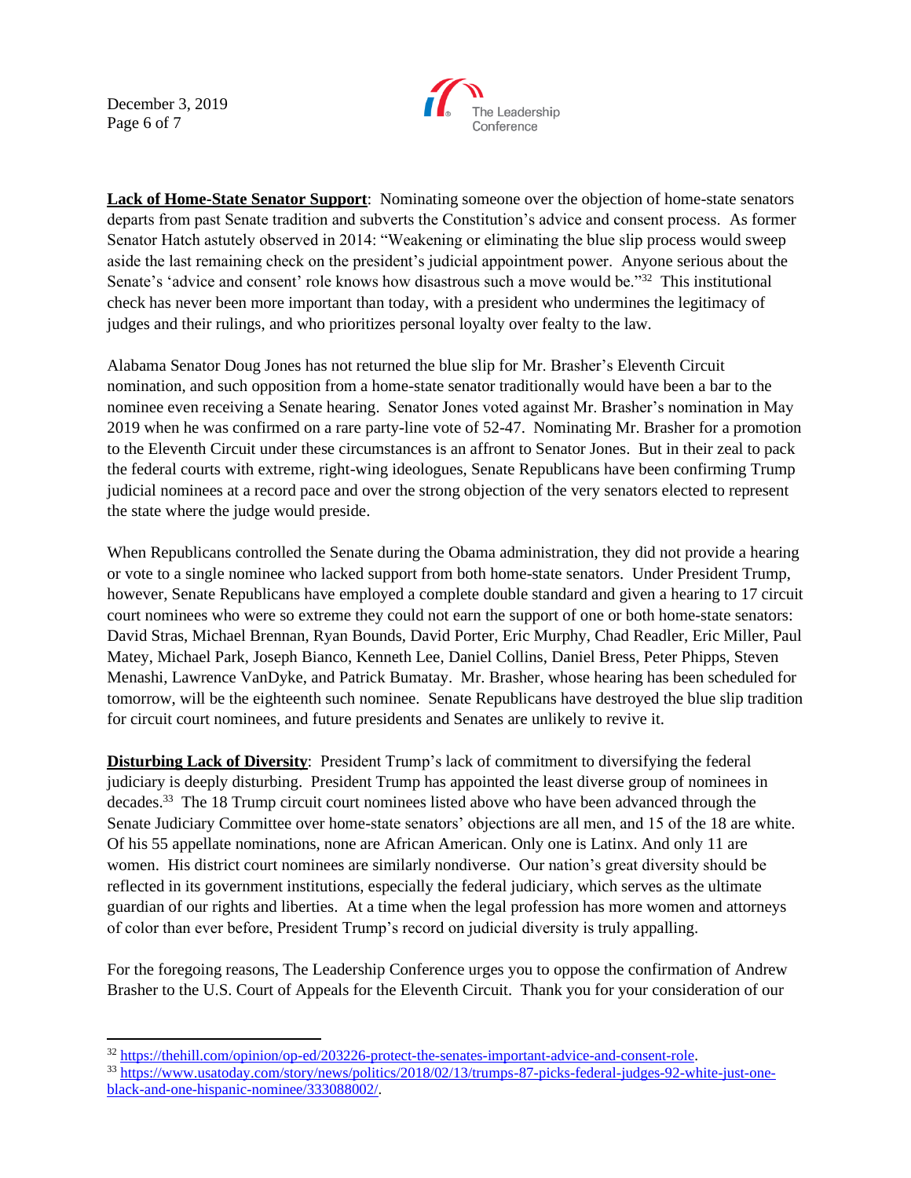**Lack of Home-State Senator Support**: Nominating someone over the objection of home-state senators departs from past Senate tradition and subverts the Constitution's advice and consent process. As former Senator Hatch astutely observed in 2014: "Weakening or eliminating the blue slip process would sweep aside the last remaining check on the president's judicial appointment power. Anyone serious about the Senate's 'advice and consent' role knows how disastrous such a move would be."[32] This institutional check has never been more important than today, with a president who undermines the legitimacy of judges and their rulings, and who prioritizes personal loyalty over fealty to the law.

Alabama Senator Doug Jones has not returned the blue slip for Mr. Brasher's Eleventh Circuit nomination, and such opposition from a home-state senator traditionally would have been a bar to the nominee even receiving a Senate hearing. Senator Jones voted against Mr. Brasher's nomination in May 2019 when he was confirmed on a rare party-line vote of 52-47. Nominating Mr. Brasher for a promotion to the Eleventh Circuit under these circumstances is an affront to Senator Jones. But in their zeal to pack the federal courts with extreme, right-wing ideologues, Senate Republicans have been confirming Trump judicial nominees at a record pace and over the strong objection of the very senators elected to represent the state where the judge would preside.

When Republicans controlled the Senate during the Obama administration, they did not provide a hearing or vote to a single nominee who lacked support from both home-state senators. Under President Trump, however, Senate Republicans have employed a complete double standard and given a hearing to 17 circuit court nominees who were so extreme they could not earn the support of one or both home-state senators: David Stras, Michael Brennan, Ryan Bounds, David Porter, Eric Murphy, Chad Readler, Eric Miller, Paul Matey, Michael Park, Joseph Bianco, Kenneth Lee, Daniel Collins, Daniel Bress, Peter Phipps, Steven Menashi, Lawrence VanDyke, and Patrick Bumatay. Mr. Brasher, whose hearing has been scheduled for tomorrow, will be the eighteenth such nominee. Senate Republicans have destroyed the blue slip tradition for circuit court nominees, and future presidents and Senates are unlikely to revive it.

**Disturbing Lack of Diversity**: President Trump's lack of commitment to diversifying the federal judiciary is deeply disturbing. President Trump has appointed the least diverse group of nominees in decades.[33] The 18 Trump circuit court nominees listed above who have been advanced through the Senate Judiciary Committee over home-state senators' objections are all men, and 15 of the 18 are white. Of his 55 appellate nominations, none are African American. Only one is Latinx. And only 11 are women. His district court nominees are similarly nondiverse. Our nation's great diversity should be reflected in its government institutions, especially the federal judiciary, which serves as the ultimate guardian of our rights and liberties. At a time when the legal profession has more women and attorneys of color than ever before, President Trump's record on judicial diversity is truly appalling.

For the foregoing reasons, The Leadership Conference urges you to oppose the confirmation of Andrew Brasher to the U.S. Court of Appeals for the Eleventh Circuit. Thank you for your consideration of our

---

[32] https://thehill.com/opinion/op-ed/203226-protect-the-senates-important-advice-and-consent-role.

[33] https://www.usatoday.com/story/news/politics/2018/02/13/trumps-87-picks-federal-judges-92-white-just-one-black-and-one-hispanic-nominee/333088002/.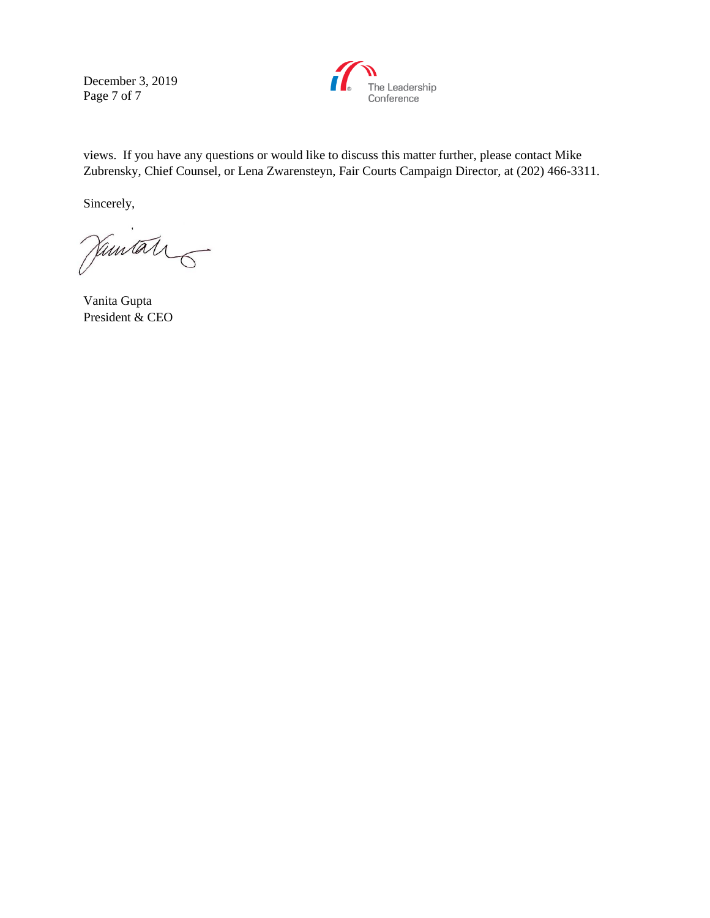views. If you have any questions or would like to discuss this matter further, please contact Mike Zubrensky, Chief Counsel, or Lena Zwarensteyn, Fair Courts Campaign Director, at (202) 466-3311.

Sincerely,

Vanita Gupta
President & CEO